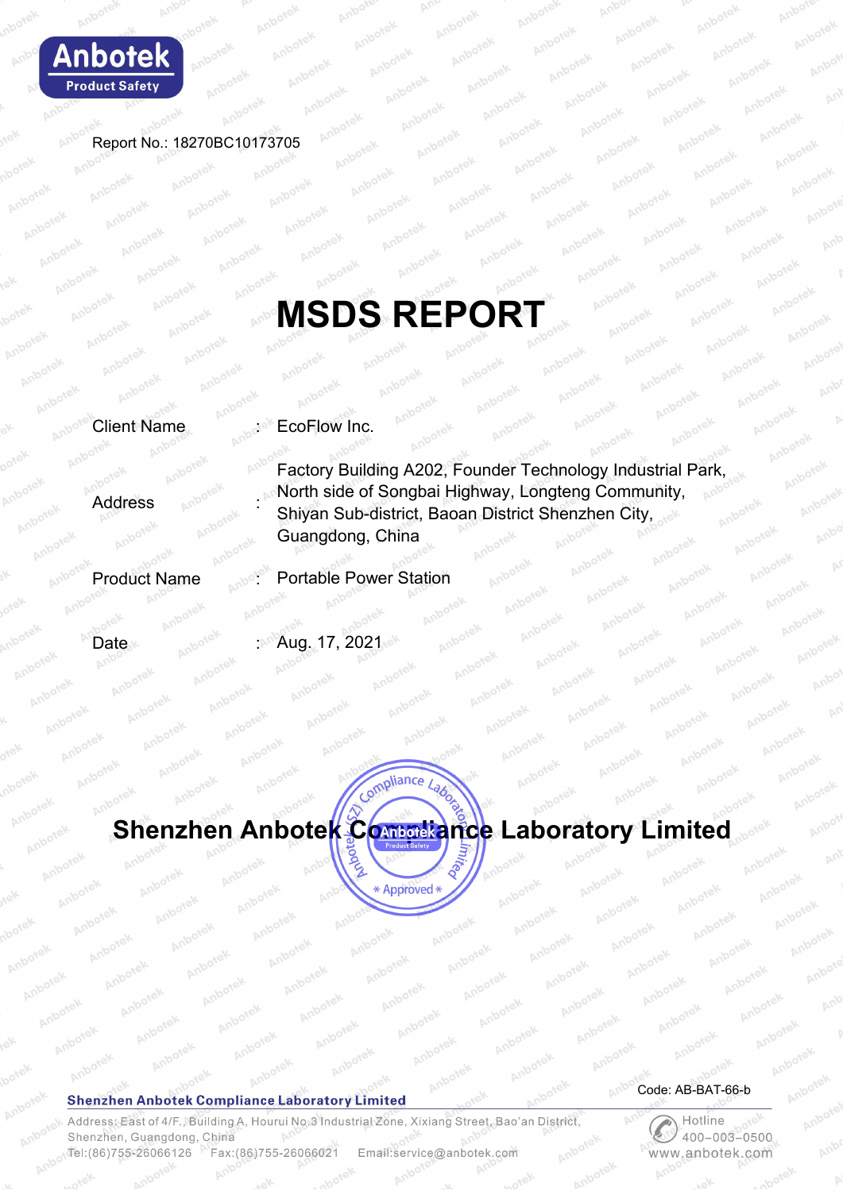Report No.: 18270BC10173705

# MSDS REPORT

| | | |
|---|---|---|
| Client Name | : | EcoFlow Inc. |
| Address | : | Factory Building A202, Founder Technology Industrial Park, North side of Songbai Highway, Longteng Community, Shiyan Sub-district, Baoan District Shenzhen City, Guangdong, China |
| Product Name | : | Portable Power Station |
| Date | : | Aug. 17, 2021 |

## Shenzhen Anbotek Compliance Laboratory Limited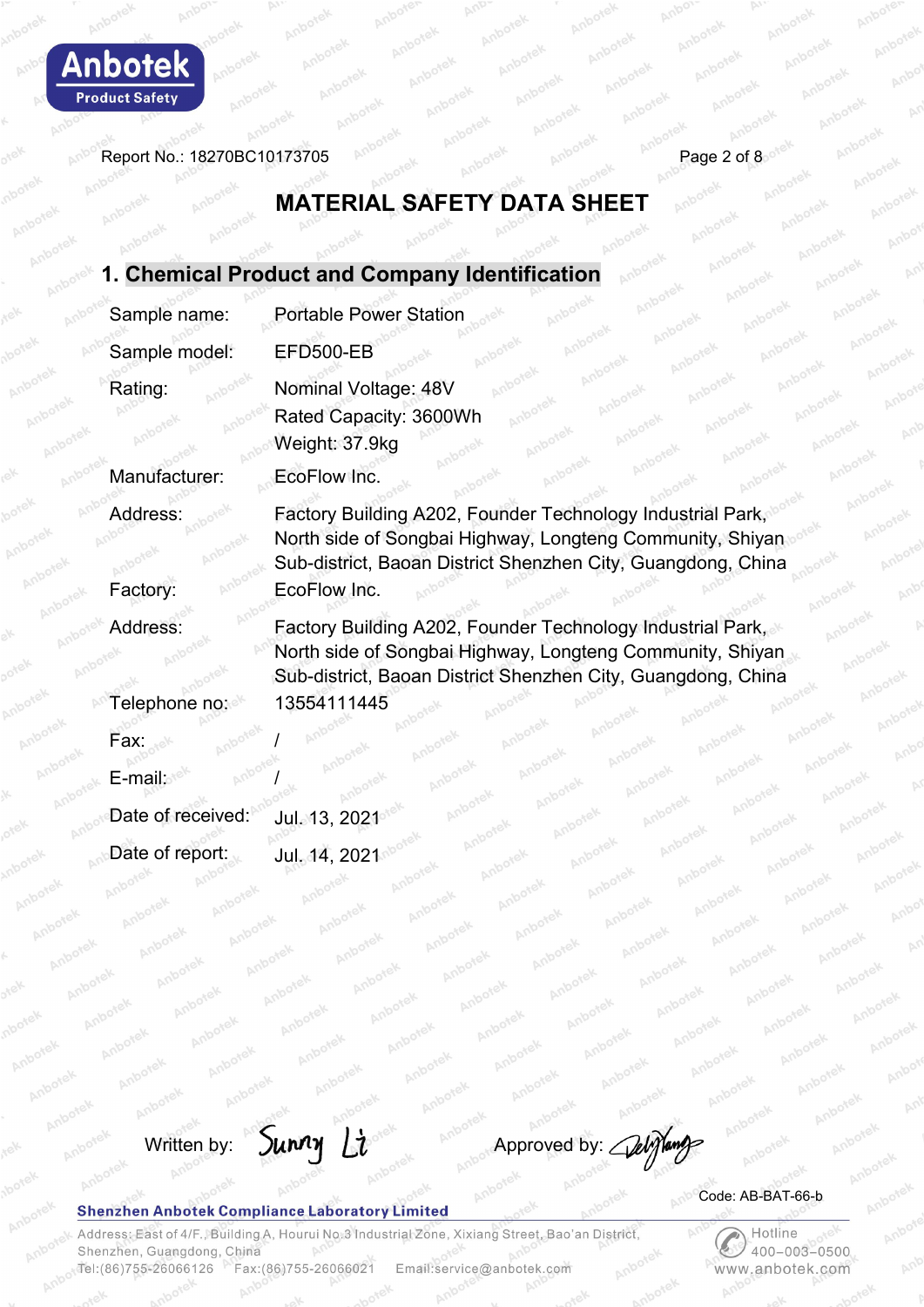Report No.: 18270BC10173705

# MATERIAL SAFETY DATA SHEET

## 1. Chemical Product and Company Identification

| | |
|---|---|
| Sample name: | Portable Power Station |
| Sample model: | EFD500-EB |
| Rating: | Nominal Voltage: 48V<br>Rated Capacity: 3600Wh<br>Weight: 37.9kg |
| Manufacturer: | EcoFlow Inc. |
| Address: | Factory Building A202, Founder Technology Industrial Park, North side of Songbai Highway, Longteng Community, Shiyan Sub-district, Baoan District Shenzhen City, Guangdong, China |
| Factory: | EcoFlow Inc. |
| Address: | Factory Building A202, Founder Technology Industrial Park, North side of Songbai Highway, Longteng Community, Shiyan Sub-district, Baoan District Shenzhen City, Guangdong, China |
| Telephone no: | 13554111445 |
| Fax: | / |
| E-mail: | / |
| Date of received: | Jul. 13, 2021 |
| Date of report: | Jul. 14, 2021 |

Written by: Sunny Li     Approved by: [signature]

Code: AB-BAT-66-b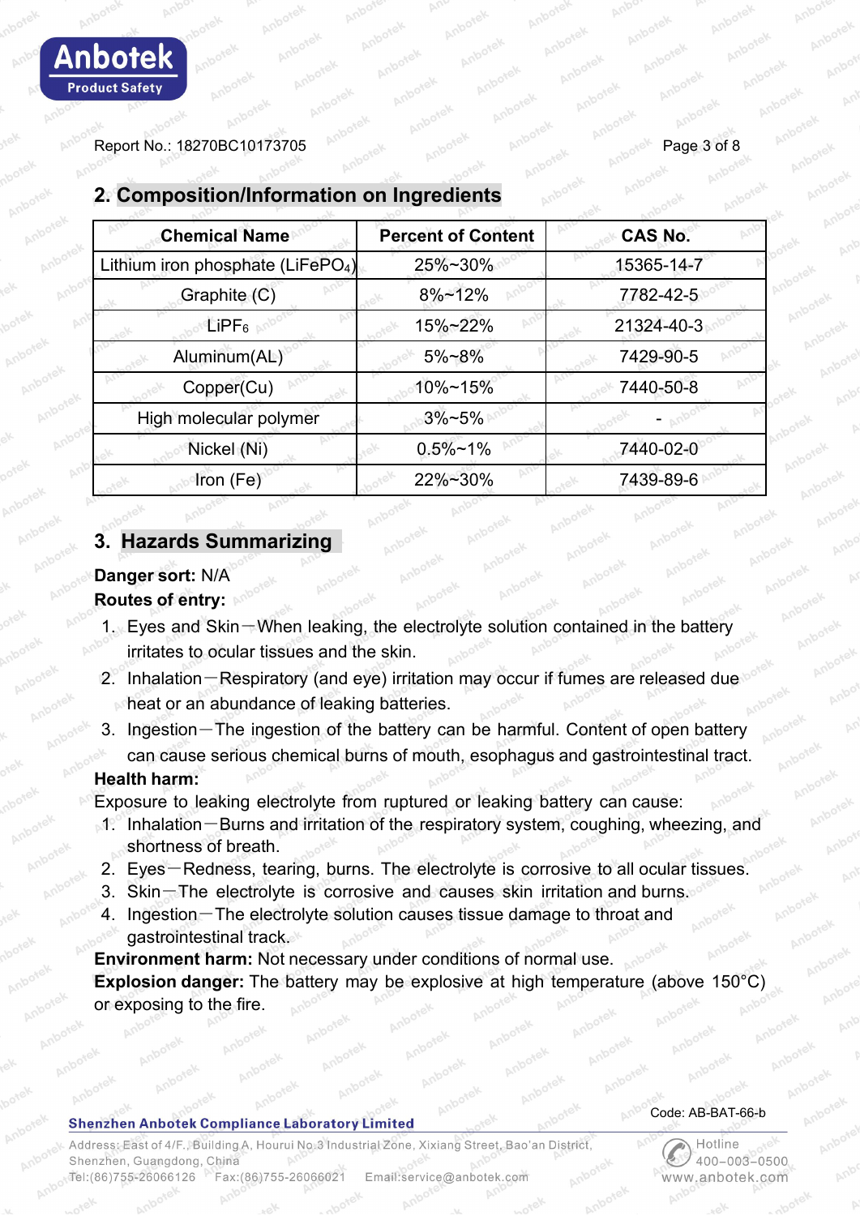## 2. Composition/Information on Ingredients

| Chemical Name | Percent of Content | CAS No. |
|---|---|---|
| Lithium iron phosphate ($LiFePO_4$) | 25%~30% | 15365-14-7 |
| Graphite (C) | 8%~12% | 7782-42-5 |
| $LiPF_6$ | 15%~22% | 21324-40-3 |
| Aluminum(AL) | 5%~8% | 7429-90-5 |
| Copper(Cu) | 10%~15% | 7440-50-8 |
| High molecular polymer | 3%~5% | - |
| Nickel (Ni) | 0.5%~1% | 7440-02-0 |
| Iron (Fe) | 22%~30% | 7439-89-6 |

## 3. Hazards Summarizing

**Danger sort:** N/A

**Routes of entry:**

1. Eyes and Skin—When leaking, the electrolyte solution contained in the battery irritates to ocular tissues and the skin.
2. Inhalation—Respiratory (and eye) irritation may occur if fumes are released due heat or an abundance of leaking batteries.
3. Ingestion—The ingestion of the battery can be harmful. Content of open battery can cause serious chemical burns of mouth, esophagus and gastrointestinal tract.

**Health harm:**

Exposure to leaking electrolyte from ruptured or leaking battery can cause:

1. Inhalation—Burns and irritation of the respiratory system, coughing, wheezing, and shortness of breath.
2. Eyes—Redness, tearing, burns. The electrolyte is corrosive to all ocular tissues.
3. Skin—The electrolyte is corrosive and causes skin irritation and burns.
4. Ingestion—The electrolyte solution causes tissue damage to throat and gastrointestinal track.

**Environment harm:** Not necessary under conditions of normal use.

**Explosion danger:** The battery may be explosive at high temperature (above 150°C) or exposing to the fire.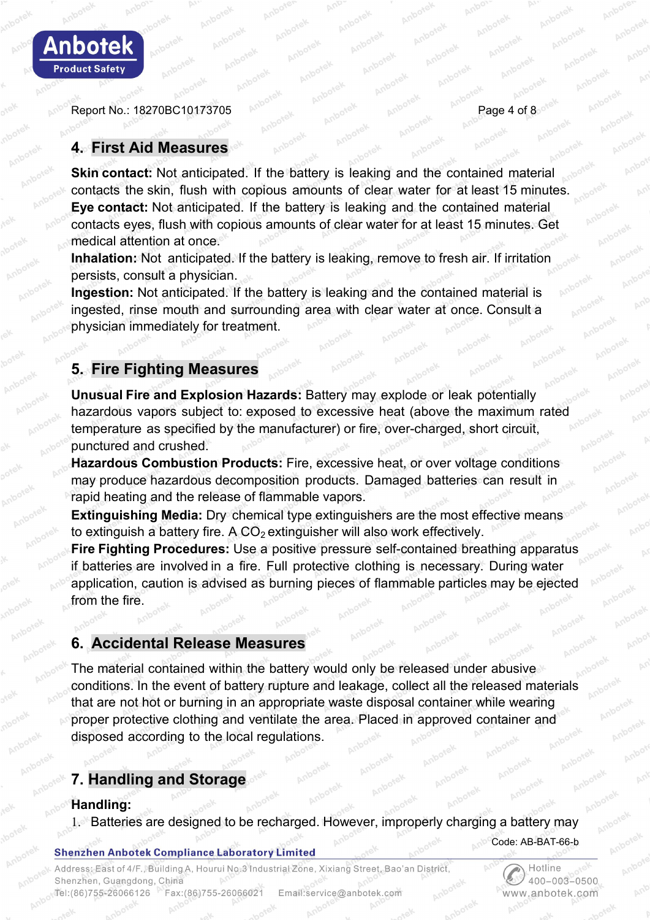## 4. First Aid Measures

**Skin contact:** Not anticipated. If the battery is leaking and the contained material contacts the skin, flush with copious amounts of clear water for at least 15 minutes.
**Eye contact:** Not anticipated. If the battery is leaking and the contained material contacts eyes, flush with copious amounts of clear water for at least 15 minutes. Get medical attention at once.
**Inhalation:** Not anticipated. If the battery is leaking, remove to fresh air. If irritation persists, consult a physician.
**Ingestion:** Not anticipated. If the battery is leaking and the contained material is ingested, rinse mouth and surrounding area with clear water at once. Consult a physician immediately for treatment.

## 5. Fire Fighting Measures

**Unusual Fire and Explosion Hazards:** Battery may explode or leak potentially hazardous vapors subject to: exposed to excessive heat (above the maximum rated temperature as specified by the manufacturer) or fire, over-charged, short circuit, punctured and crushed.
**Hazardous Combustion Products:** Fire, excessive heat, or over voltage conditions may produce hazardous decomposition products. Damaged batteries can result in rapid heating and the release of flammable vapors.
**Extinguishing Media:** Dry chemical type extinguishers are the most effective means to extinguish a battery fire. A $CO_2$ extinguisher will also work effectively.
**Fire Fighting Procedures:** Use a positive pressure self-contained breathing apparatus if batteries are involved in a fire. Full protective clothing is necessary. During water application, caution is advised as burning pieces of flammable particles may be ejected from the fire.

## 6. Accidental Release Measures

The material contained within the battery would only be released under abusive conditions. In the event of battery rupture and leakage, collect all the released materials that are not hot or burning in an appropriate waste disposal container while wearing proper protective clothing and ventilate the area. Placed in approved container and disposed according to the local regulations.

## 7. Handling and Storage

**Handling:**

1. Batteries are designed to be recharged. However, improperly charging a battery may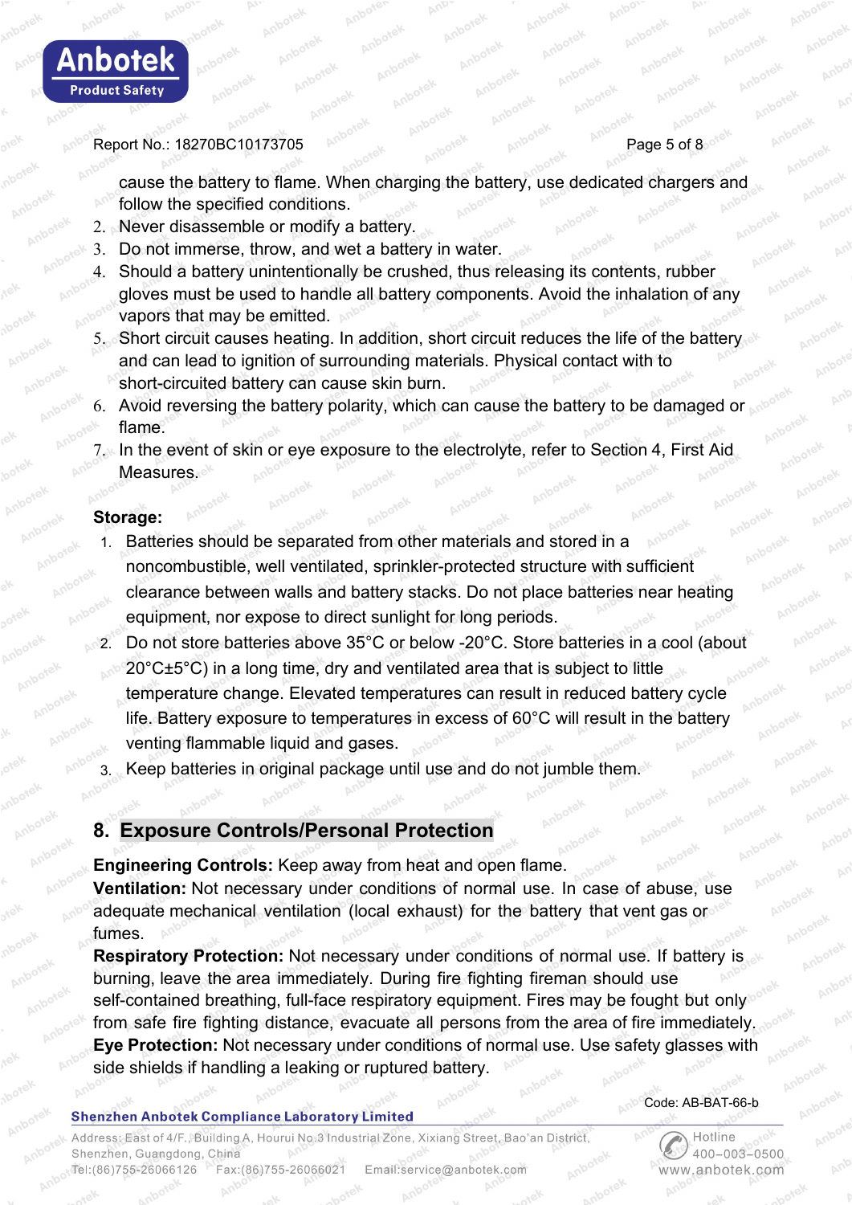cause the battery to flame. When charging the battery, use dedicated chargers and follow the specified conditions.

2. Never disassemble or modify a battery.
3. Do not immerse, throw, and wet a battery in water.
4. Should a battery unintentionally be crushed, thus releasing its contents, rubber gloves must be used to handle all battery components. Avoid the inhalation of any vapors that may be emitted.
5. Short circuit causes heating. In addition, short circuit reduces the life of the battery and can lead to ignition of surrounding materials. Physical contact with to short-circuited battery can cause skin burn.
6. Avoid reversing the battery polarity, which can cause the battery to be damaged or flame.
7. In the event of skin or eye exposure to the electrolyte, refer to Section 4, First Aid Measures.

**Storage:**

1. Batteries should be separated from other materials and stored in a noncombustible, well ventilated, sprinkler-protected structure with sufficient clearance between walls and battery stacks. Do not place batteries near heating equipment, nor expose to direct sunlight for long periods.
2. Do not store batteries above 35°C or below -20°C. Store batteries in a cool (about 20°C±5°C) in a long time, dry and ventilated area that is subject to little temperature change. Elevated temperatures can result in reduced battery cycle life. Battery exposure to temperatures in excess of 60°C will result in the battery venting flammable liquid and gases.
3. Keep batteries in original package until use and do not jumble them.

## 8. Exposure Controls/Personal Protection

**Engineering Controls:** Keep away from heat and open flame.

**Ventilation:** Not necessary under conditions of normal use. In case of abuse, use adequate mechanical ventilation (local exhaust) for the battery that vent gas or fumes.

**Respiratory Protection:** Not necessary under conditions of normal use. If battery is burning, leave the area immediately. During fire fighting fireman should use self-contained breathing, full-face respiratory equipment. Fires may be fought but only from safe fire fighting distance, evacuate all persons from the area of fire immediately.

**Eye Protection:** Not necessary under conditions of normal use. Use safety glasses with side shields if handling a leaking or ruptured battery.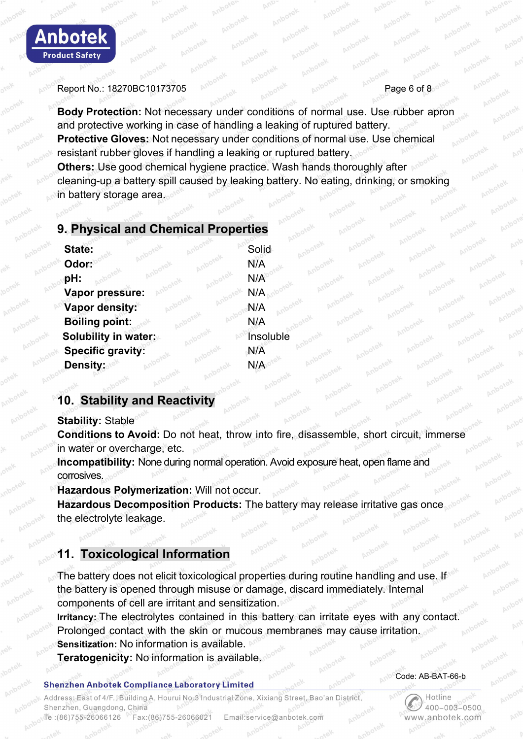**Body Protection:** Not necessary under conditions of normal use. Use rubber apron and protective working in case of handling a leaking of ruptured battery.
**Protective Gloves:** Not necessary under conditions of normal use. Use chemical resistant rubber gloves if handling a leaking or ruptured battery.
**Others:** Use good chemical hygiene practice. Wash hands thoroughly after cleaning-up a battery spill caused by leaking battery. No eating, drinking, or smoking in battery storage area.

## 9. Physical and Chemical Properties

| | |
|---|---|
| **State:** | Solid |
| **Odor:** | N/A |
| **pH:** | N/A |
| **Vapor pressure:** | N/A |
| **Vapor density:** | N/A |
| **Boiling point:** | N/A |
| **Solubility in water:** | Insoluble |
| **Specific gravity:** | N/A |
| **Density:** | N/A |

## 10. Stability and Reactivity

**Stability:** Stable
**Conditions to Avoid:** Do not heat, throw into fire, disassemble, short circuit, immerse in water or overcharge, etc.
**Incompatibility:** None during normal operation. Avoid exposure heat, open flame and corrosives.
**Hazardous Polymerization:** Will not occur.
**Hazardous Decomposition Products:** The battery may release irritative gas once the electrolyte leakage.

## 11. Toxicological Information

The battery does not elicit toxicological properties during routine handling and use. If the battery is opened through misuse or damage, discard immediately. Internal components of cell are irritant and sensitization.
**Irritancy:** The electrolytes contained in this battery can irritate eyes with any contact. Prolonged contact with the skin or mucous membranes may cause irritation.
**Sensitization:** No information is available.
**Teratogenicity:** No information is available.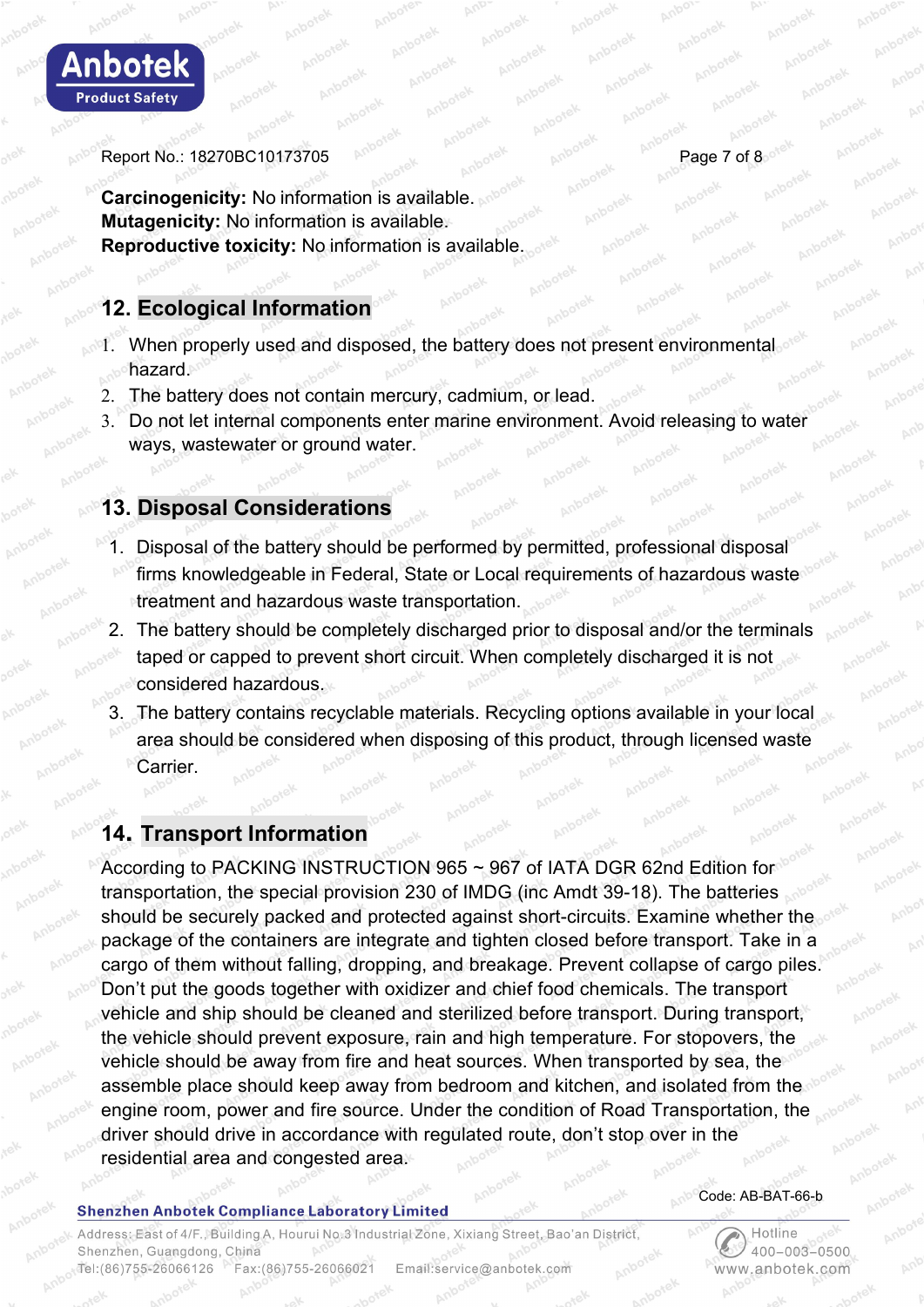**Carcinogenicity:** No information is available.
**Mutagenicity:** No information is available.
**Reproductive toxicity:** No information is available.

## 12. Ecological Information

1. When properly used and disposed, the battery does not present environmental hazard.
2. The battery does not contain mercury, cadmium, or lead.
3. Do not let internal components enter marine environment. Avoid releasing to water ways, wastewater or ground water.

## 13. Disposal Considerations

1. Disposal of the battery should be performed by permitted, professional disposal firms knowledgeable in Federal, State or Local requirements of hazardous waste treatment and hazardous waste transportation.
2. The battery should be completely discharged prior to disposal and/or the terminals taped or capped to prevent short circuit. When completely discharged it is not considered hazardous.
3. The battery contains recyclable materials. Recycling options available in your local area should be considered when disposing of this product, through licensed waste Carrier.

## 14. Transport Information

According to PACKING INSTRUCTION 965 ~ 967 of IATA DGR 62nd Edition for transportation, the special provision 230 of IMDG (inc Amdt 39-18). The batteries should be securely packed and protected against short-circuits. Examine whether the package of the containers are integrate and tighten closed before transport. Take in a cargo of them without falling, dropping, and breakage. Prevent collapse of cargo piles. Don't put the goods together with oxidizer and chief food chemicals. The transport vehicle and ship should be cleaned and sterilized before transport. During transport, the vehicle should prevent exposure, rain and high temperature. For stopovers, the vehicle should be away from fire and heat sources. When transported by sea, the assemble place should keep away from bedroom and kitchen, and isolated from the engine room, power and fire source. Under the condition of Road Transportation, the driver should drive in accordance with regulated route, don't stop over in the residential area and congested area.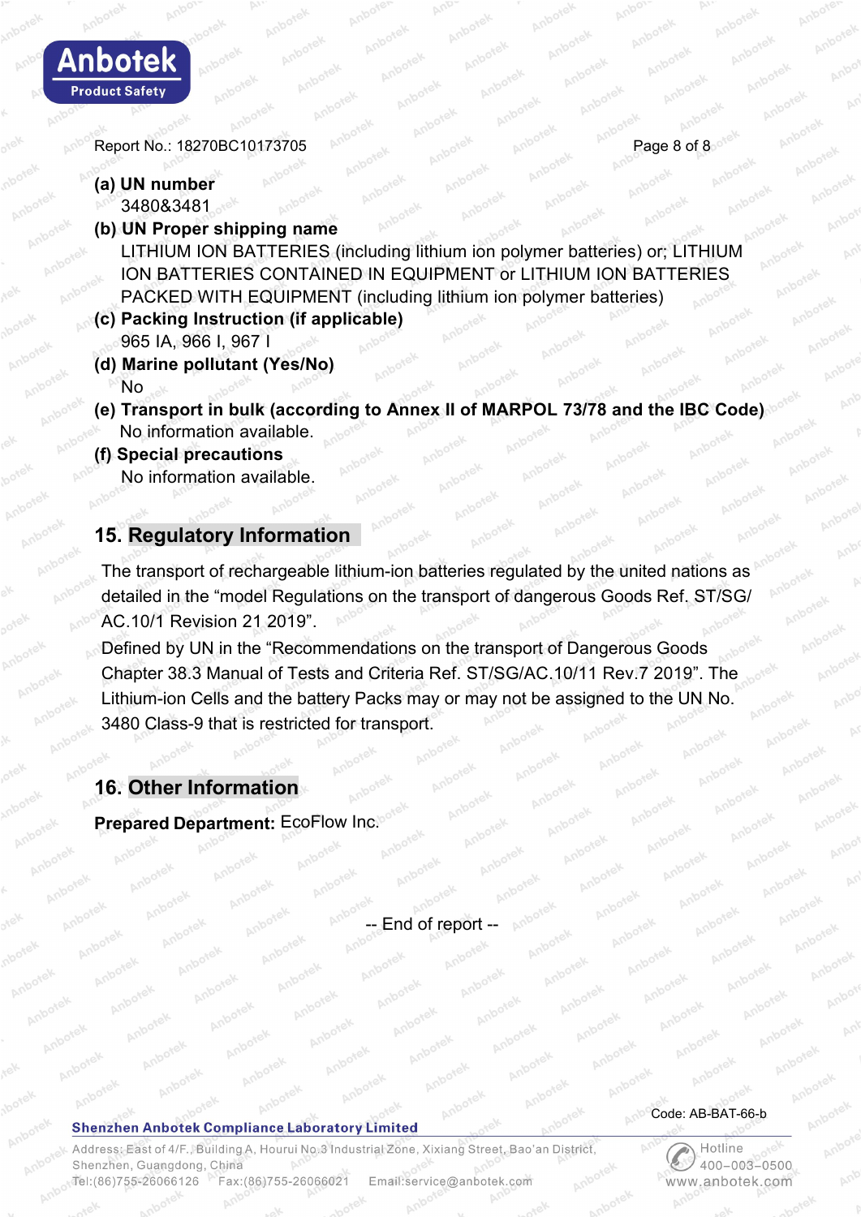**(a) UN number**

3480&3481

**(b) UN Proper shipping name**

LITHIUM ION BATTERIES (including lithium ion polymer batteries) or; LITHIUM ION BATTERIES CONTAINED IN EQUIPMENT or LITHIUM ION BATTERIES PACKED WITH EQUIPMENT (including lithium ion polymer batteries)

**(c) Packing Instruction (if applicable)**

965 IA, 966 I, 967 I

**(d) Marine pollutant (Yes/No)**

No

**(e) Transport in bulk (according to Annex II of MARPOL 73/78 and the IBC Code)**

No information available.

**(f) Special precautions**

No information available.

## 15. Regulatory Information

The transport of rechargeable lithium-ion batteries regulated by the united nations as detailed in the “model Regulations on the transport of dangerous Goods Ref. ST/SG/AC.10/1 Revision 21 2019”.

Defined by UN in the “Recommendations on the transport of Dangerous Goods Chapter 38.3 Manual of Tests and Criteria Ref. ST/SG/AC.10/11 Rev.7 2019”. The Lithium-ion Cells and the battery Packs may or may not be assigned to the UN No. 3480 Class-9 that is restricted for transport.

## 16. Other Information

**Prepared Department:** EcoFlow Inc.

-- End of report --